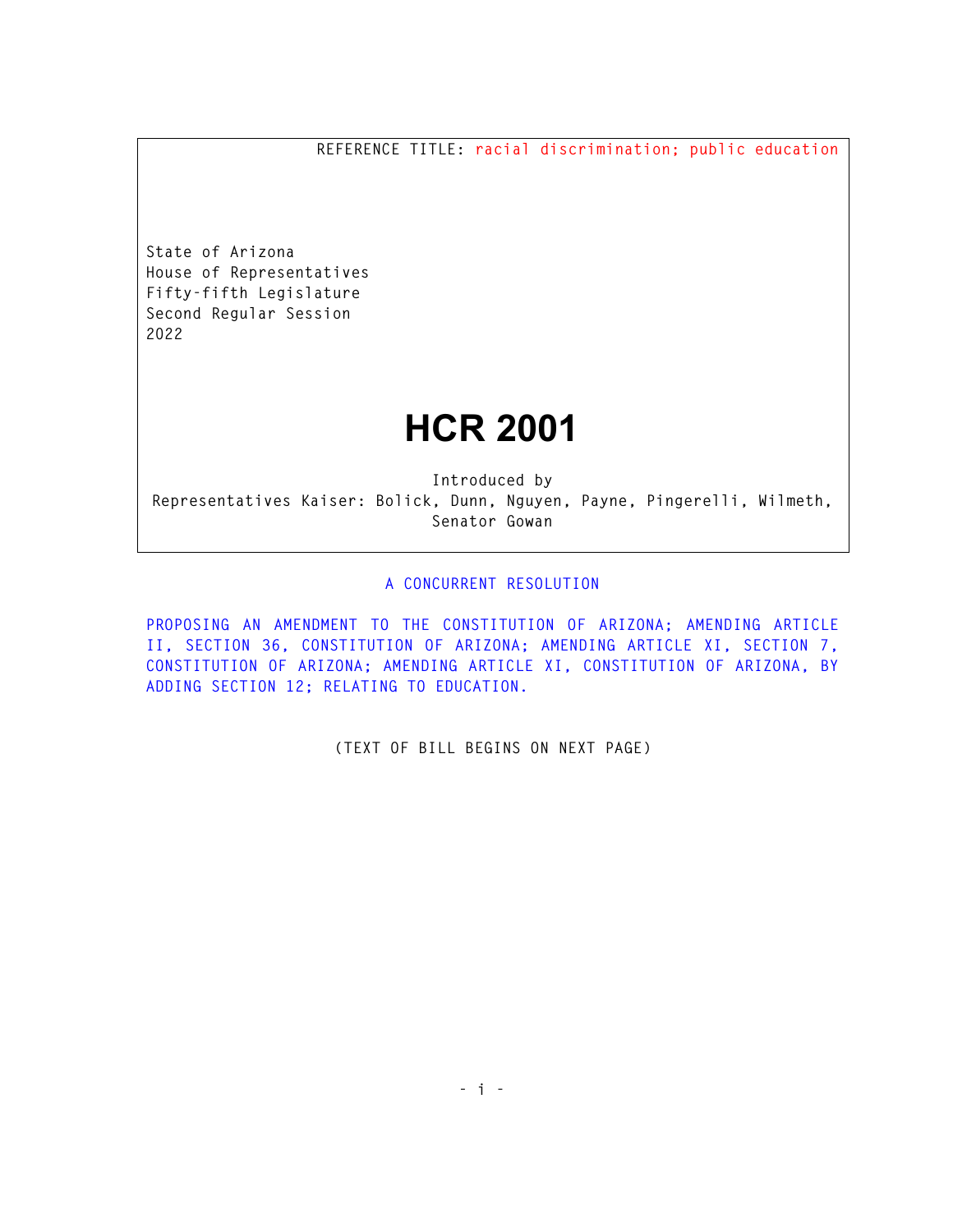REFERENCE TITLE: racial discrimination; public education

State of Arizona
House of Representatives
Fifty-fifth Legislature
Second Regular Session
2022

# HCR 2001

Introduced by
Representatives Kaiser: Bolick, Dunn, Nguyen, Payne, Pingerelli, Wilmeth, Senator Gowan

A CONCURRENT RESOLUTION

PROPOSING AN AMENDMENT TO THE CONSTITUTION OF ARIZONA; AMENDING ARTICLE II, SECTION 36, CONSTITUTION OF ARIZONA; AMENDING ARTICLE XI, SECTION 7, CONSTITUTION OF ARIZONA; AMENDING ARTICLE XI, CONSTITUTION OF ARIZONA, BY ADDING SECTION 12; RELATING TO EDUCATION.

(TEXT OF BILL BEGINS ON NEXT PAGE)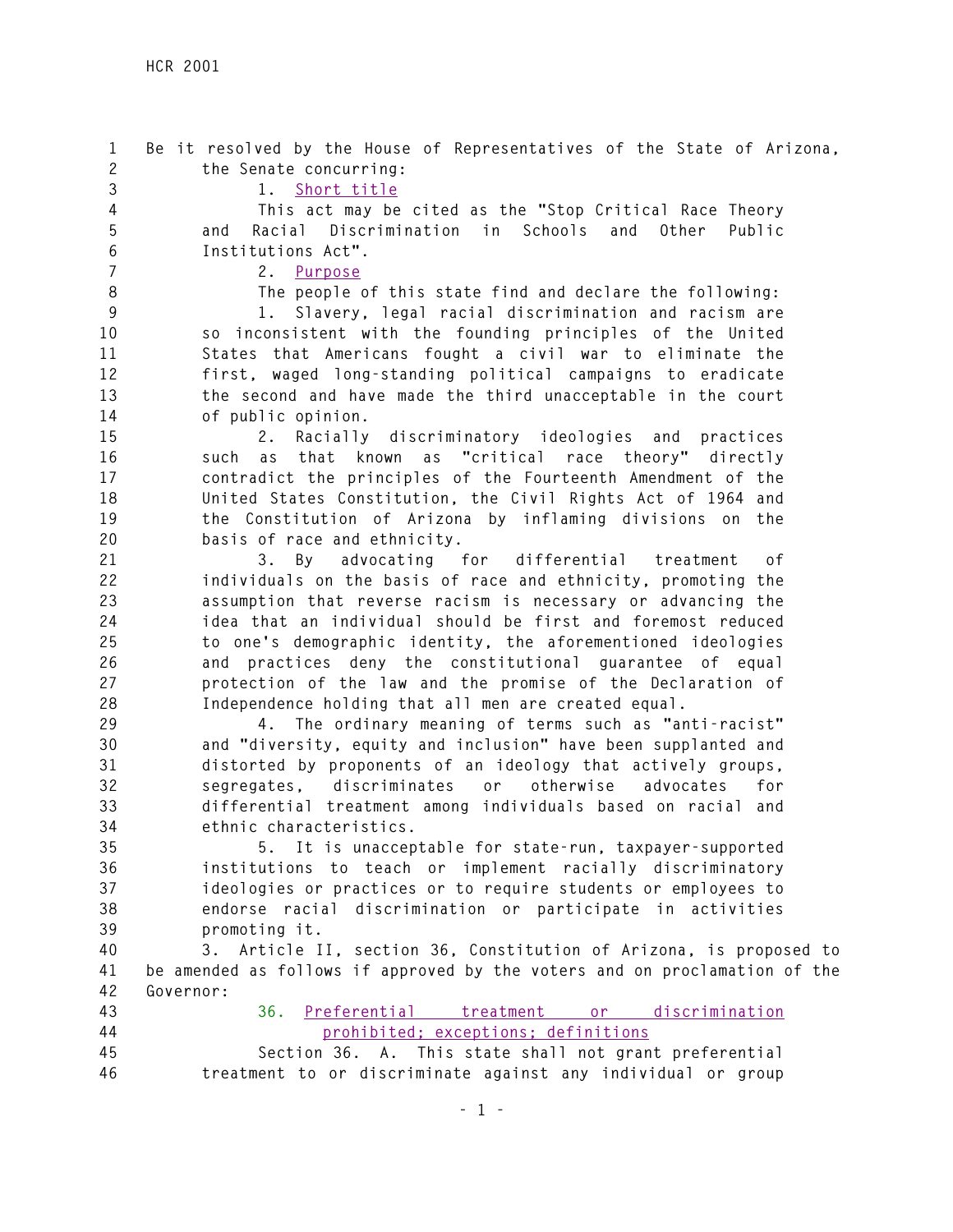Be it resolved by the House of Representatives of the State of Arizona, the Senate concurring:

1. Short title

This act may be cited as the "Stop Critical Race Theory and Racial Discrimination in Schools and Other Public Institutions Act".

2. Purpose

The people of this state find and declare the following:

1. Slavery, legal racial discrimination and racism are so inconsistent with the founding principles of the United States that Americans fought a civil war to eliminate the first, waged long-standing political campaigns to eradicate the second and have made the third unacceptable in the court of public opinion.

2. Racially discriminatory ideologies and practices such as that known as "critical race theory" directly contradict the principles of the Fourteenth Amendment of the United States Constitution, the Civil Rights Act of 1964 and the Constitution of Arizona by inflaming divisions on the basis of race and ethnicity.

3. By advocating for differential treatment of individuals on the basis of race and ethnicity, promoting the assumption that reverse racism is necessary or advancing the idea that an individual should be first and foremost reduced to one's demographic identity, the aforementioned ideologies and practices deny the constitutional guarantee of equal protection of the law and the promise of the Declaration of Independence holding that all men are created equal.

4. The ordinary meaning of terms such as "anti-racist" and "diversity, equity and inclusion" have been supplanted and distorted by proponents of an ideology that actively groups, segregates, discriminates or otherwise advocates for differential treatment among individuals based on racial and ethnic characteristics.

5. It is unacceptable for state-run, taxpayer-supported institutions to teach or implement racially discriminatory ideologies or practices or to require students or employees to endorse racial discrimination or participate in activities promoting it.

3. Article II, section 36, Constitution of Arizona, is proposed to be amended as follows if approved by the voters and on proclamation of the Governor:

36. Preferential treatment or discrimination prohibited; exceptions; definitions

Section 36. A. This state shall not grant preferential treatment to or discriminate against any individual or group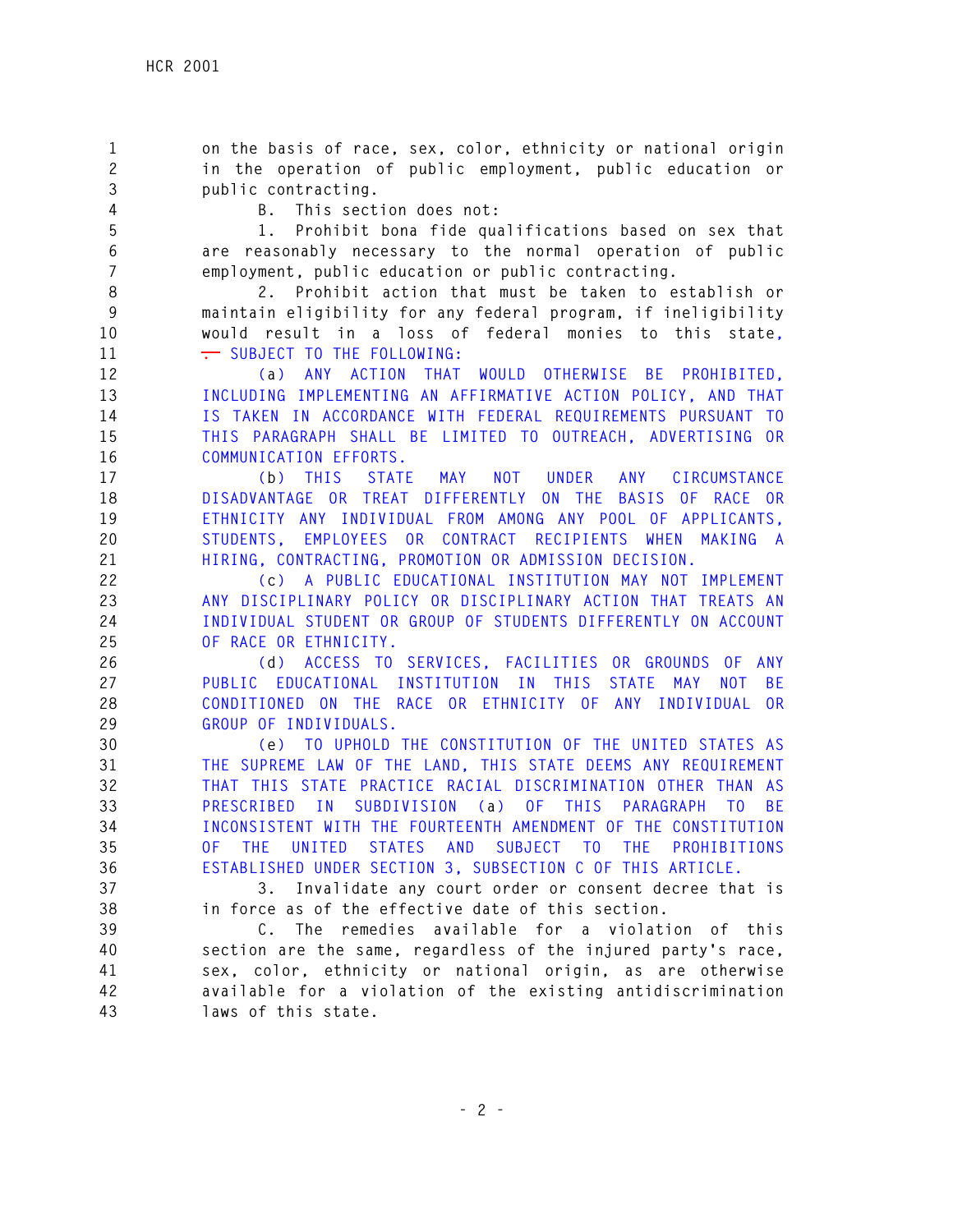on the basis of race, sex, color, ethnicity or national origin in the operation of public employment, public education or public contracting.

B. This section does not:

1. Prohibit bona fide qualifications based on sex that are reasonably necessary to the normal operation of public employment, public education or public contracting.

2. Prohibit action that must be taken to establish or maintain eligibility for any federal program, if ineligibility would result in a loss of federal monies to this state, ~~.~~ SUBJECT TO THE FOLLOWING:

(a) ANY ACTION THAT WOULD OTHERWISE BE PROHIBITED, INCLUDING IMPLEMENTING AN AFFIRMATIVE ACTION POLICY, AND THAT IS TAKEN IN ACCORDANCE WITH FEDERAL REQUIREMENTS PURSUANT TO THIS PARAGRAPH SHALL BE LIMITED TO OUTREACH, ADVERTISING OR COMMUNICATION EFFORTS.

(b) THIS STATE MAY NOT UNDER ANY CIRCUMSTANCE DISADVANTAGE OR TREAT DIFFERENTLY ON THE BASIS OF RACE OR ETHNICITY ANY INDIVIDUAL FROM AMONG ANY POOL OF APPLICANTS, STUDENTS, EMPLOYEES OR CONTRACT RECIPIENTS WHEN MAKING A HIRING, CONTRACTING, PROMOTION OR ADMISSION DECISION.

(c) A PUBLIC EDUCATIONAL INSTITUTION MAY NOT IMPLEMENT ANY DISCIPLINARY POLICY OR DISCIPLINARY ACTION THAT TREATS AN INDIVIDUAL STUDENT OR GROUP OF STUDENTS DIFFERENTLY ON ACCOUNT OF RACE OR ETHNICITY.

(d) ACCESS TO SERVICES, FACILITIES OR GROUNDS OF ANY PUBLIC EDUCATIONAL INSTITUTION IN THIS STATE MAY NOT BE CONDITIONED ON THE RACE OR ETHNICITY OF ANY INDIVIDUAL OR GROUP OF INDIVIDUALS.

(e) TO UPHOLD THE CONSTITUTION OF THE UNITED STATES AS THE SUPREME LAW OF THE LAND, THIS STATE DEEMS ANY REQUIREMENT THAT THIS STATE PRACTICE RACIAL DISCRIMINATION OTHER THAN AS PRESCRIBED IN SUBDIVISION (a) OF THIS PARAGRAPH TO BE INCONSISTENT WITH THE FOURTEENTH AMENDMENT OF THE CONSTITUTION OF THE UNITED STATES AND SUBJECT TO THE PROHIBITIONS ESTABLISHED UNDER SECTION 3, SUBSECTION C OF THIS ARTICLE.

3. Invalidate any court order or consent decree that is in force as of the effective date of this section.

C. The remedies available for a violation of this section are the same, regardless of the injured party's race, sex, color, ethnicity or national origin, as are otherwise available for a violation of the existing antidiscrimination laws of this state.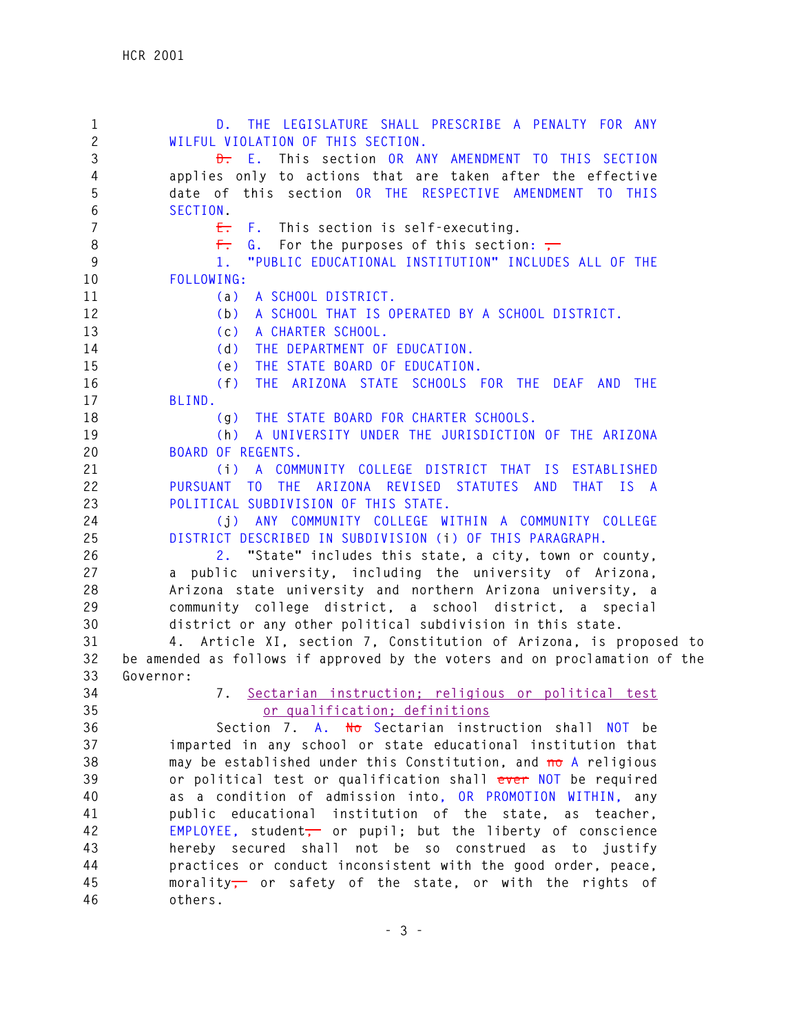D. THE LEGISLATURE SHALL PRESCRIBE A PENALTY FOR ANY WILFUL VIOLATION OF THIS SECTION.

~~D.~~ E. This section OR ANY AMENDMENT TO THIS SECTION applies only to actions that are taken after the effective date of this section OR THE RESPECTIVE AMENDMENT TO THIS SECTION.

~~E.~~ F. This section is self-executing.

~~F.~~ G. For the purposes of this section: ~~,~~

1. "PUBLIC EDUCATIONAL INSTITUTION" INCLUDES ALL OF THE FOLLOWING:

(a) A SCHOOL DISTRICT.

(b) A SCHOOL THAT IS OPERATED BY A SCHOOL DISTRICT.

(c) A CHARTER SCHOOL.

(d) THE DEPARTMENT OF EDUCATION.

(e) THE STATE BOARD OF EDUCATION.

(f) THE ARIZONA STATE SCHOOLS FOR THE DEAF AND THE BLIND.

(g) THE STATE BOARD FOR CHARTER SCHOOLS.

(h) A UNIVERSITY UNDER THE JURISDICTION OF THE ARIZONA BOARD OF REGENTS.

(i) A COMMUNITY COLLEGE DISTRICT THAT IS ESTABLISHED PURSUANT TO THE ARIZONA REVISED STATUTES AND THAT IS A POLITICAL SUBDIVISION OF THIS STATE.

(j) ANY COMMUNITY COLLEGE WITHIN A COMMUNITY COLLEGE DISTRICT DESCRIBED IN SUBDIVISION (i) OF THIS PARAGRAPH.

2. "State" includes this state, a city, town or county, a public university, including the university of Arizona, Arizona state university and northern Arizona university, a community college district, a school district, a special district or any other political subdivision in this state.

4. Article XI, section 7, Constitution of Arizona, is proposed to be amended as follows if approved by the voters and on proclamation of the Governor:

7. Sectarian instruction; religious or political test or qualification; definitions

Section 7. A. ~~No~~ Sectarian instruction shall NOT be imparted in any school or state educational institution that may be established under this Constitution, and ~~no~~ A religious or political test or qualification shall ~~ever~~ NOT be required as a condition of admission into, OR PROMOTION WITHIN, any public educational institution of the state, as teacher, EMPLOYEE, student~~,~~ or pupil; but the liberty of conscience hereby secured shall not be so construed as to justify practices or conduct inconsistent with the good order, peace, morality~~,~~ or safety of the state, or with the rights of others.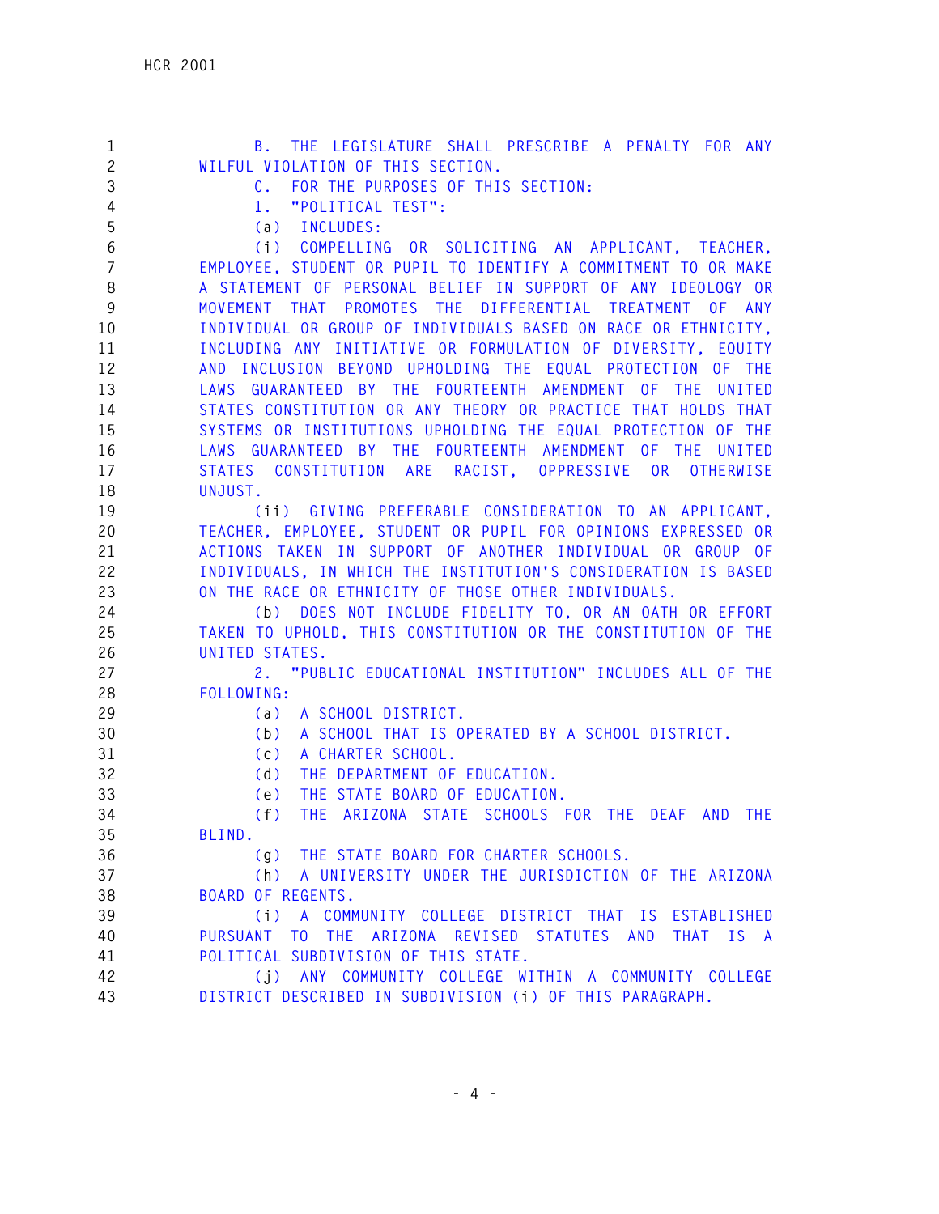B. THE LEGISLATURE SHALL PRESCRIBE A PENALTY FOR ANY WILFUL VIOLATION OF THIS SECTION.

C. FOR THE PURPOSES OF THIS SECTION:

1. "POLITICAL TEST":

(a) INCLUDES:

(i) COMPELLING OR SOLICITING AN APPLICANT, TEACHER, EMPLOYEE, STUDENT OR PUPIL TO IDENTIFY A COMMITMENT TO OR MAKE A STATEMENT OF PERSONAL BELIEF IN SUPPORT OF ANY IDEOLOGY OR MOVEMENT THAT PROMOTES THE DIFFERENTIAL TREATMENT OF ANY INDIVIDUAL OR GROUP OF INDIVIDUALS BASED ON RACE OR ETHNICITY, INCLUDING ANY INITIATIVE OR FORMULATION OF DIVERSITY, EQUITY AND INCLUSION BEYOND UPHOLDING THE EQUAL PROTECTION OF THE LAWS GUARANTEED BY THE FOURTEENTH AMENDMENT OF THE UNITED STATES CONSTITUTION OR ANY THEORY OR PRACTICE THAT HOLDS THAT SYSTEMS OR INSTITUTIONS UPHOLDING THE EQUAL PROTECTION OF THE LAWS GUARANTEED BY THE FOURTEENTH AMENDMENT OF THE UNITED STATES CONSTITUTION ARE RACIST, OPPRESSIVE OR OTHERWISE UNJUST.

(ii) GIVING PREFERABLE CONSIDERATION TO AN APPLICANT, TEACHER, EMPLOYEE, STUDENT OR PUPIL FOR OPINIONS EXPRESSED OR ACTIONS TAKEN IN SUPPORT OF ANOTHER INDIVIDUAL OR GROUP OF INDIVIDUALS, IN WHICH THE INSTITUTION'S CONSIDERATION IS BASED ON THE RACE OR ETHNICITY OF THOSE OTHER INDIVIDUALS.

(b) DOES NOT INCLUDE FIDELITY TO, OR AN OATH OR EFFORT TAKEN TO UPHOLD, THIS CONSTITUTION OR THE CONSTITUTION OF THE UNITED STATES.

2. "PUBLIC EDUCATIONAL INSTITUTION" INCLUDES ALL OF THE FOLLOWING:

(a) A SCHOOL DISTRICT.

(b) A SCHOOL THAT IS OPERATED BY A SCHOOL DISTRICT.

(c) A CHARTER SCHOOL.

(d) THE DEPARTMENT OF EDUCATION.

(e) THE STATE BOARD OF EDUCATION.

(f) THE ARIZONA STATE SCHOOLS FOR THE DEAF AND THE BLIND.

(g) THE STATE BOARD FOR CHARTER SCHOOLS.

(h) A UNIVERSITY UNDER THE JURISDICTION OF THE ARIZONA BOARD OF REGENTS.

(i) A COMMUNITY COLLEGE DISTRICT THAT IS ESTABLISHED PURSUANT TO THE ARIZONA REVISED STATUTES AND THAT IS A POLITICAL SUBDIVISION OF THIS STATE.

(j) ANY COMMUNITY COLLEGE WITHIN A COMMUNITY COLLEGE DISTRICT DESCRIBED IN SUBDIVISION (i) OF THIS PARAGRAPH.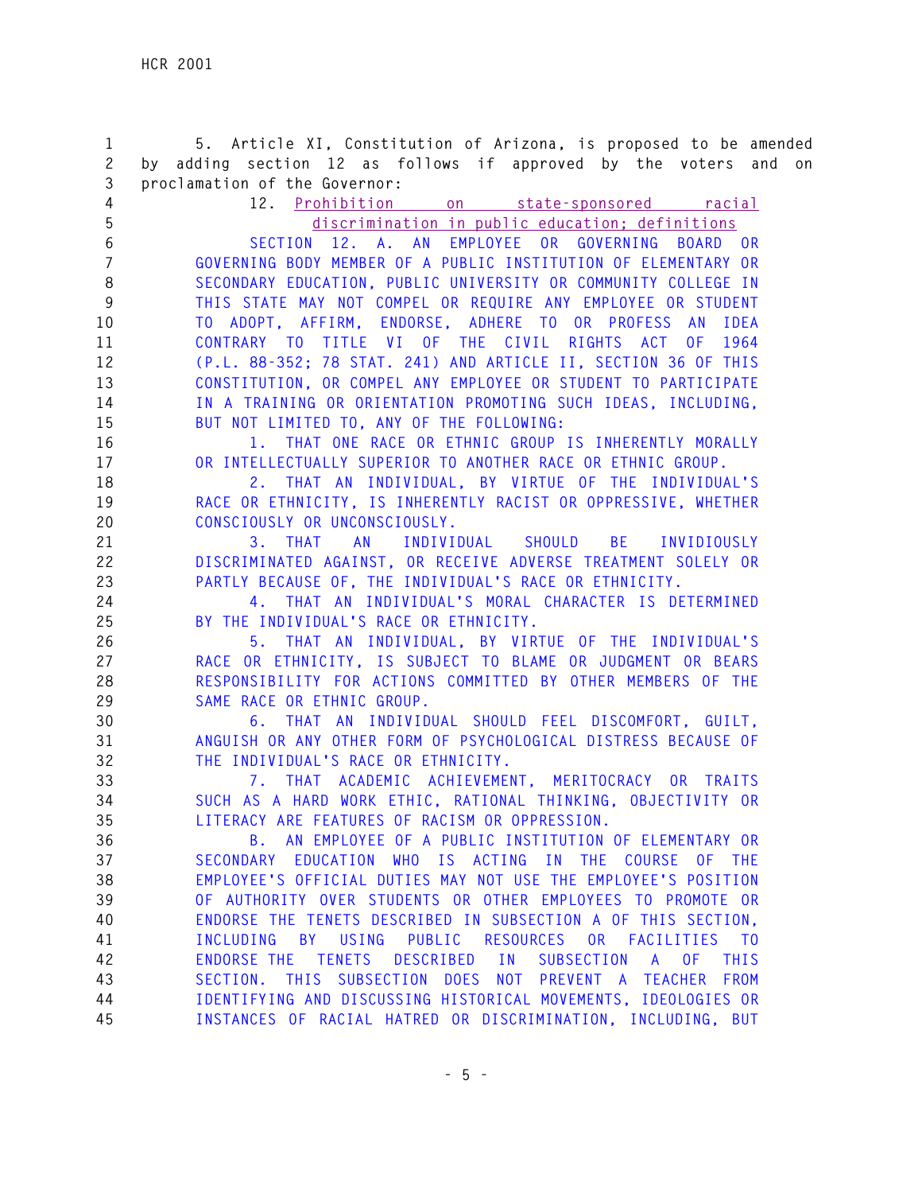5. Article XI, Constitution of Arizona, is proposed to be amended by adding section 12 as follows if approved by the voters and on proclamation of the Governor:

12. Prohibition on state-sponsored racial discrimination in public education; definitions

SECTION 12. A. AN EMPLOYEE OR GOVERNING BOARD OR GOVERNING BODY MEMBER OF A PUBLIC INSTITUTION OF ELEMENTARY OR SECONDARY EDUCATION, PUBLIC UNIVERSITY OR COMMUNITY COLLEGE IN THIS STATE MAY NOT COMPEL OR REQUIRE ANY EMPLOYEE OR STUDENT TO ADOPT, AFFIRM, ENDORSE, ADHERE TO OR PROFESS AN IDEA CONTRARY TO TITLE VI OF THE CIVIL RIGHTS ACT OF 1964 (P.L. 88-352; 78 STAT. 241) AND ARTICLE II, SECTION 36 OF THIS CONSTITUTION, OR COMPEL ANY EMPLOYEE OR STUDENT TO PARTICIPATE IN A TRAINING OR ORIENTATION PROMOTING SUCH IDEAS, INCLUDING, BUT NOT LIMITED TO, ANY OF THE FOLLOWING:

1. THAT ONE RACE OR ETHNIC GROUP IS INHERENTLY MORALLY OR INTELLECTUALLY SUPERIOR TO ANOTHER RACE OR ETHNIC GROUP.

2. THAT AN INDIVIDUAL, BY VIRTUE OF THE INDIVIDUAL'S RACE OR ETHNICITY, IS INHERENTLY RACIST OR OPPRESSIVE, WHETHER CONSCIOUSLY OR UNCONSCIOUSLY.

3. THAT AN INDIVIDUAL SHOULD BE INVIDIOUSLY DISCRIMINATED AGAINST, OR RECEIVE ADVERSE TREATMENT SOLELY OR PARTLY BECAUSE OF, THE INDIVIDUAL'S RACE OR ETHNICITY.

4. THAT AN INDIVIDUAL'S MORAL CHARACTER IS DETERMINED BY THE INDIVIDUAL'S RACE OR ETHNICITY.

5. THAT AN INDIVIDUAL, BY VIRTUE OF THE INDIVIDUAL'S RACE OR ETHNICITY, IS SUBJECT TO BLAME OR JUDGMENT OR BEARS RESPONSIBILITY FOR ACTIONS COMMITTED BY OTHER MEMBERS OF THE SAME RACE OR ETHNIC GROUP.

6. THAT AN INDIVIDUAL SHOULD FEEL DISCOMFORT, GUILT, ANGUISH OR ANY OTHER FORM OF PSYCHOLOGICAL DISTRESS BECAUSE OF THE INDIVIDUAL'S RACE OR ETHNICITY.

7. THAT ACADEMIC ACHIEVEMENT, MERITOCRACY OR TRAITS SUCH AS A HARD WORK ETHIC, RATIONAL THINKING, OBJECTIVITY OR LITERACY ARE FEATURES OF RACISM OR OPPRESSION.

B. AN EMPLOYEE OF A PUBLIC INSTITUTION OF ELEMENTARY OR SECONDARY EDUCATION WHO IS ACTING IN THE COURSE OF THE EMPLOYEE'S OFFICIAL DUTIES MAY NOT USE THE EMPLOYEE'S POSITION OF AUTHORITY OVER STUDENTS OR OTHER EMPLOYEES TO PROMOTE OR ENDORSE THE TENETS DESCRIBED IN SUBSECTION A OF THIS SECTION, INCLUDING BY USING PUBLIC RESOURCES OR FACILITIES TO ENDORSE THE TENETS DESCRIBED IN SUBSECTION A OF THIS SECTION. THIS SUBSECTION DOES NOT PREVENT A TEACHER FROM IDENTIFYING AND DISCUSSING HISTORICAL MOVEMENTS, IDEOLOGIES OR INSTANCES OF RACIAL HATRED OR DISCRIMINATION, INCLUDING, BUT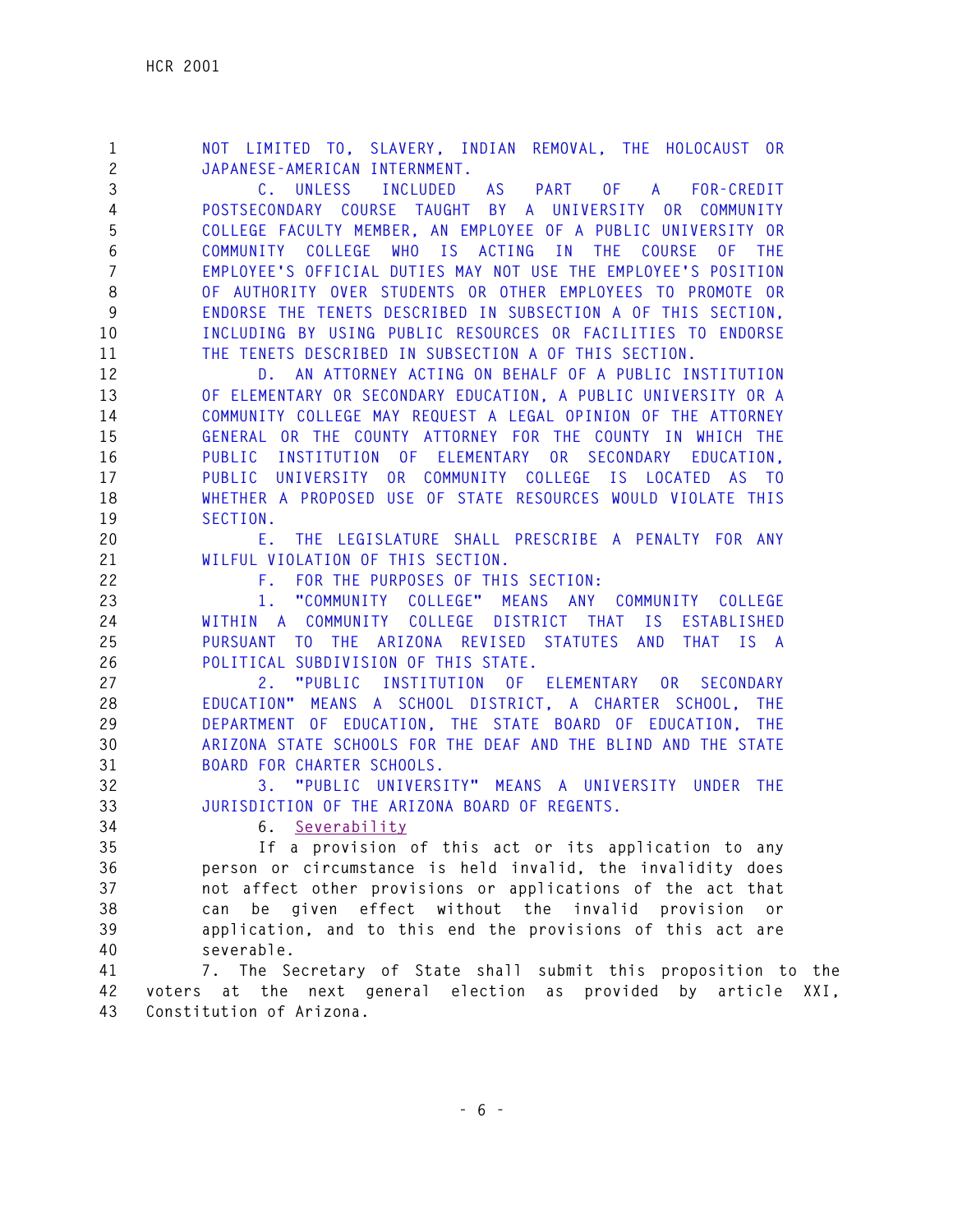NOT LIMITED TO, SLAVERY, INDIAN REMOVAL, THE HOLOCAUST OR JAPANESE-AMERICAN INTERNMENT.

C. UNLESS INCLUDED AS PART OF A FOR-CREDIT POSTSECONDARY COURSE TAUGHT BY A UNIVERSITY OR COMMUNITY COLLEGE FACULTY MEMBER, AN EMPLOYEE OF A PUBLIC UNIVERSITY OR COMMUNITY COLLEGE WHO IS ACTING IN THE COURSE OF THE EMPLOYEE'S OFFICIAL DUTIES MAY NOT USE THE EMPLOYEE'S POSITION OF AUTHORITY OVER STUDENTS OR OTHER EMPLOYEES TO PROMOTE OR ENDORSE THE TENETS DESCRIBED IN SUBSECTION A OF THIS SECTION, INCLUDING BY USING PUBLIC RESOURCES OR FACILITIES TO ENDORSE THE TENETS DESCRIBED IN SUBSECTION A OF THIS SECTION.

D. AN ATTORNEY ACTING ON BEHALF OF A PUBLIC INSTITUTION OF ELEMENTARY OR SECONDARY EDUCATION, A PUBLIC UNIVERSITY OR A COMMUNITY COLLEGE MAY REQUEST A LEGAL OPINION OF THE ATTORNEY GENERAL OR THE COUNTY ATTORNEY FOR THE COUNTY IN WHICH THE PUBLIC INSTITUTION OF ELEMENTARY OR SECONDARY EDUCATION, PUBLIC UNIVERSITY OR COMMUNITY COLLEGE IS LOCATED AS TO WHETHER A PROPOSED USE OF STATE RESOURCES WOULD VIOLATE THIS SECTION.

E. THE LEGISLATURE SHALL PRESCRIBE A PENALTY FOR ANY WILFUL VIOLATION OF THIS SECTION.

F. FOR THE PURPOSES OF THIS SECTION:

1. "COMMUNITY COLLEGE" MEANS ANY COMMUNITY COLLEGE WITHIN A COMMUNITY COLLEGE DISTRICT THAT IS ESTABLISHED PURSUANT TO THE ARIZONA REVISED STATUTES AND THAT IS A POLITICAL SUBDIVISION OF THIS STATE.

2. "PUBLIC INSTITUTION OF ELEMENTARY OR SECONDARY EDUCATION" MEANS A SCHOOL DISTRICT, A CHARTER SCHOOL, THE DEPARTMENT OF EDUCATION, THE STATE BOARD OF EDUCATION, THE ARIZONA STATE SCHOOLS FOR THE DEAF AND THE BLIND AND THE STATE BOARD FOR CHARTER SCHOOLS.

3. "PUBLIC UNIVERSITY" MEANS A UNIVERSITY UNDER THE JURISDICTION OF THE ARIZONA BOARD OF REGENTS.

6. Severability

If a provision of this act or its application to any person or circumstance is held invalid, the invalidity does not affect other provisions or applications of the act that can be given effect without the invalid provision or application, and to this end the provisions of this act are severable.

7. The Secretary of State shall submit this proposition to the voters at the next general election as provided by article XXI, Constitution of Arizona.